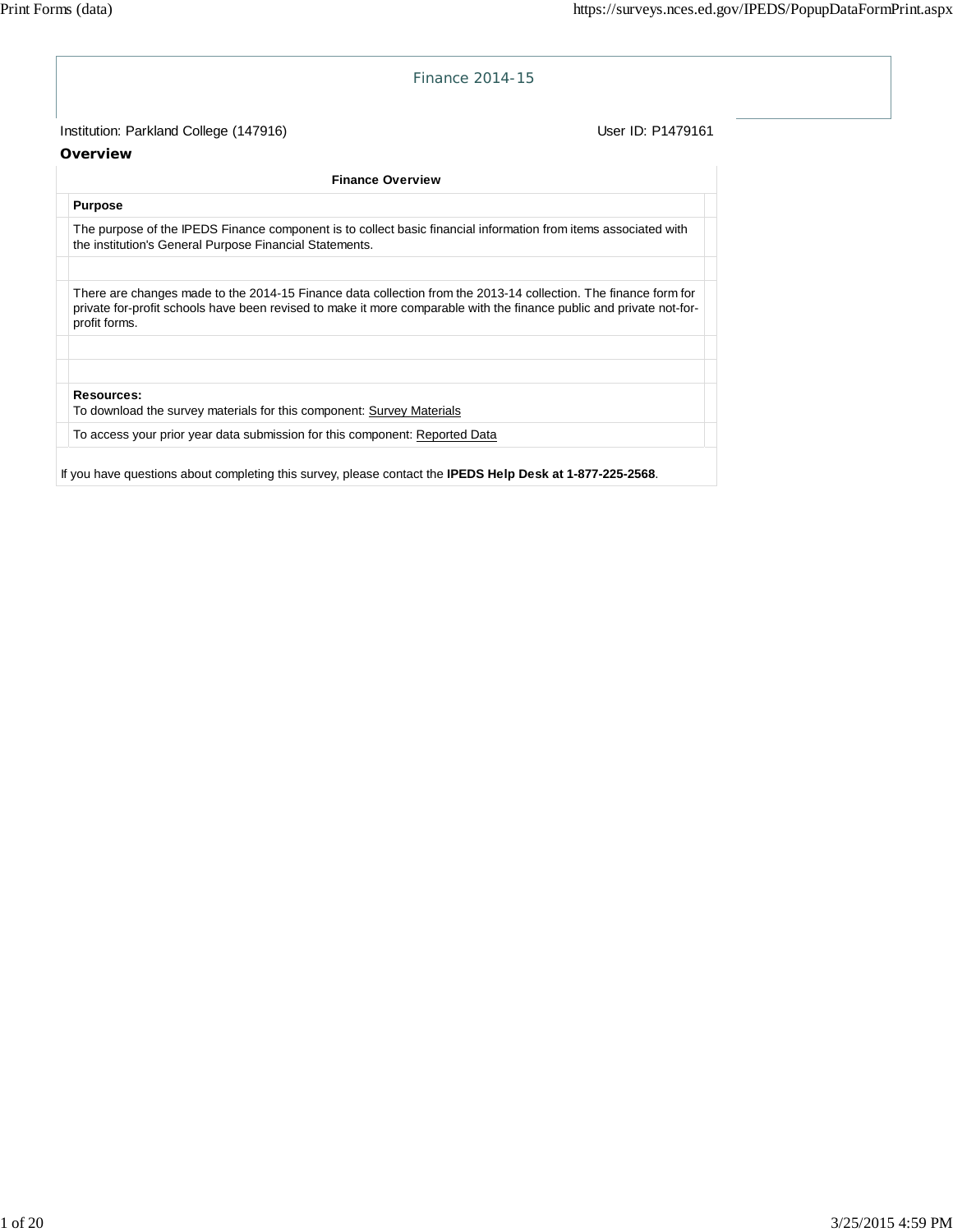# Finance 2014-15

Institution: Parkland College (147916)

User ID: P1479161

## Overview

**Finance Overview**

**Purpose**

The purpose of the IPEDS Finance component is to collect basic financial information from items associated with the institution's General Purpose Financial Statements.

There are changes made to the 2014-15 Finance data collection from the 2013-14 collection. The finance form for private for-profit schools have been revised to make it more comparable with the finance public and private not-for-profit forms.

**Resources:**
To download the survey materials for this component: Survey Materials

To access your prior year data submission for this component: Reported Data

If you have questions about completing this survey, please contact the **IPEDS Help Desk at 1-877-225-2568**.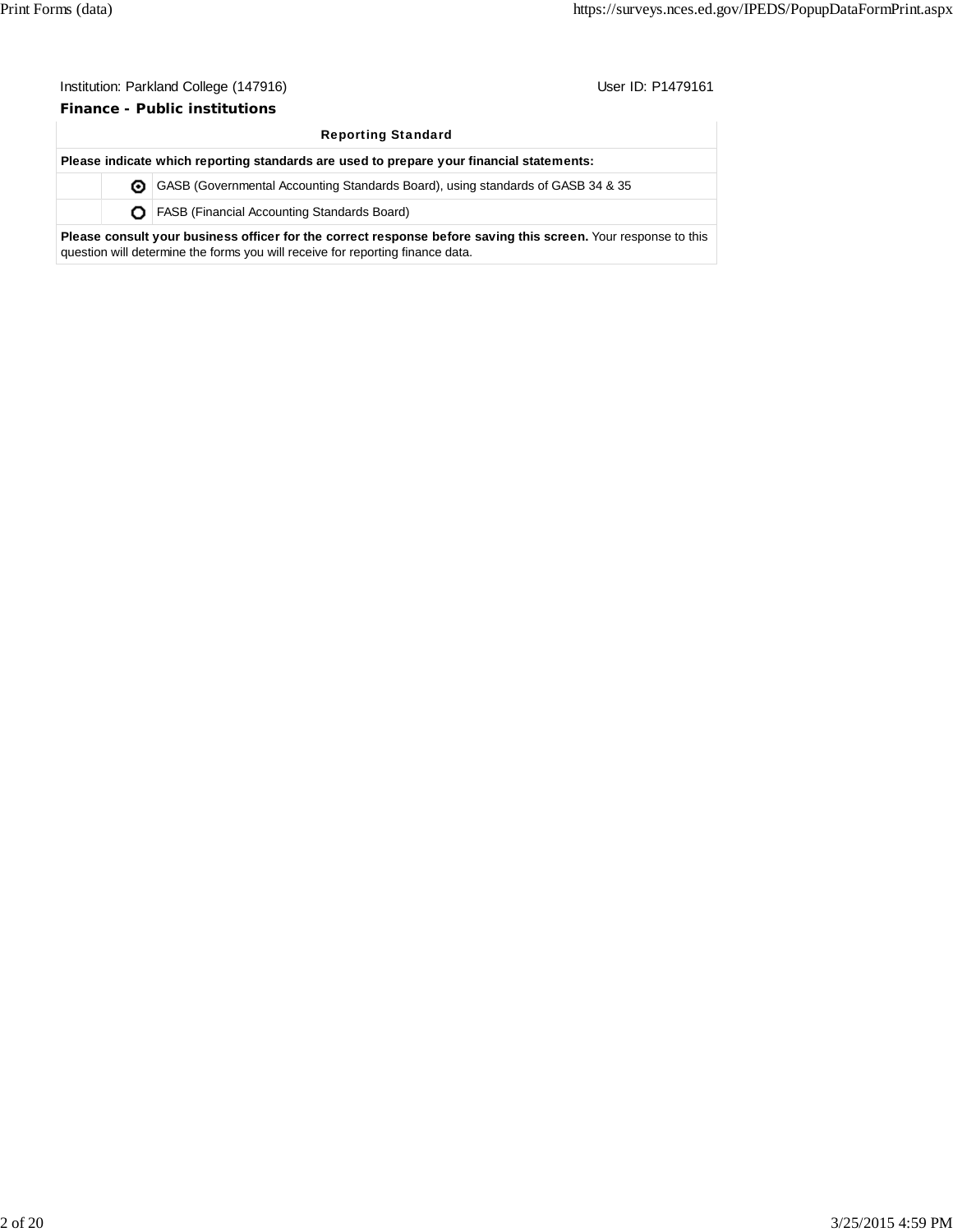Institution: Parkland College (147916) User ID: P1479161

**Finance - Public institutions**

| Reporting Standard | | |
|---|---|---|
| **Please indicate which reporting standards are used to prepare your financial statements:** | | |
| | ◉ | GASB (Governmental Accounting Standards Board), using standards of GASB 34 & 35 |
| | ○ | FASB (Financial Accounting Standards Board) |
| **Please consult your business officer for the correct response before saving this screen.** Your response to this question will determine the forms you will receive for reporting finance data. | | |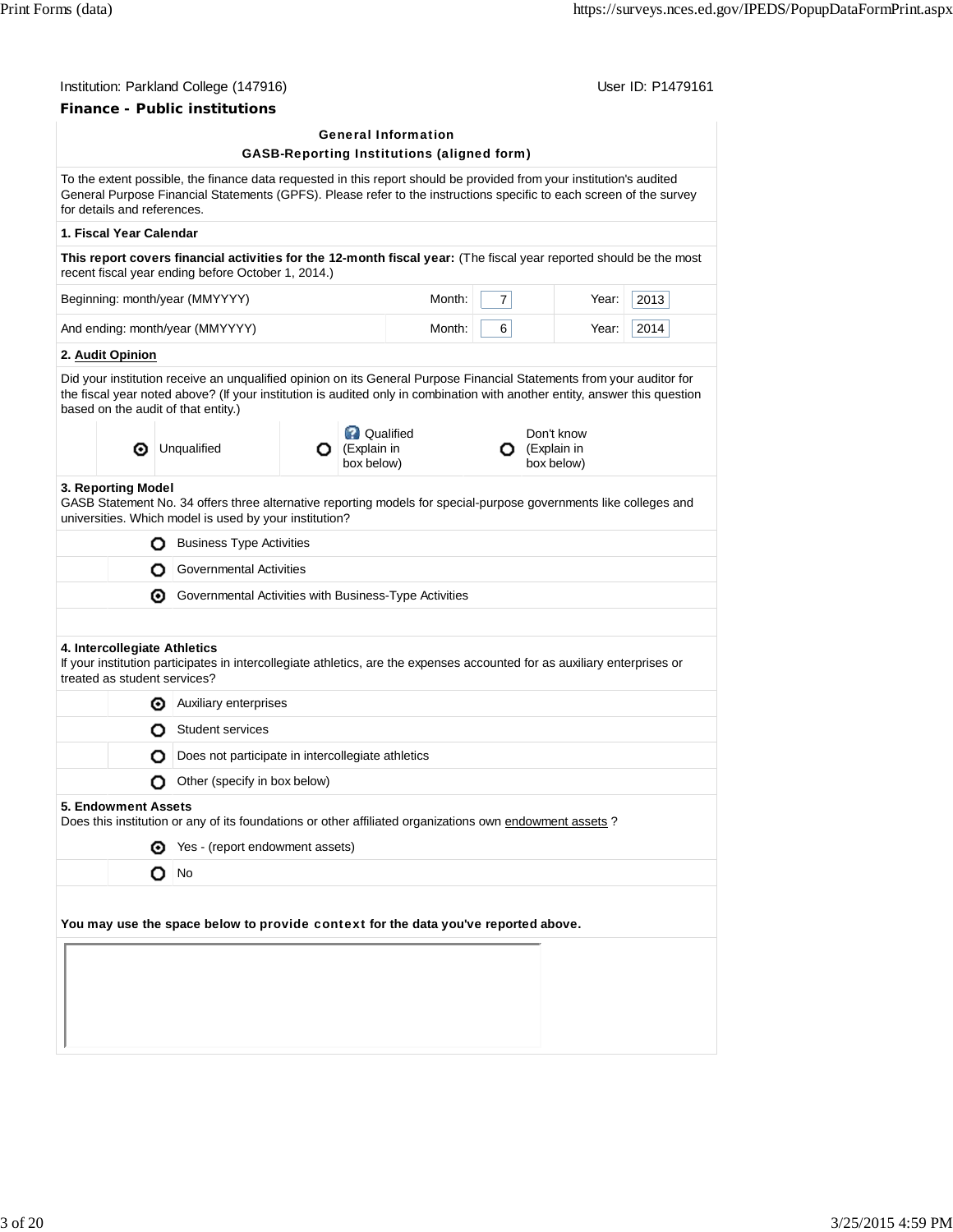Institution: Parkland College (147916) User ID: P1479161

**Finance - Public institutions**

### General Information

### GASB-Reporting Institutions (aligned form)

To the extent possible, the finance data requested in this report should be provided from your institution's audited General Purpose Financial Statements (GPFS). Please refer to the instructions specific to each screen of the survey for details and references.

**1. Fiscal Year Calendar**

**This report covers financial activities for the 12-month fiscal year:** (The fiscal year reported should be the most recent fiscal year ending before October 1, 2014.)

| | | | | |
|---|---|---|---|---|
| Beginning: month/year (MMYYYY) | Month: | 7 | Year: | 2013 |
| And ending: month/year (MMYYYY) | Month: | 6 | Year: | 2014 |

**2. Audit Opinion**

Did your institution receive an unqualified opinion on its General Purpose Financial Statements from your auditor for the fiscal year noted above? (If your institution is audited only in combination with another entity, answer this question based on the audit of that entity.)

- (●) Unqualified
- ( ) Qualified (Explain in box below)
- ( ) Don't know (Explain in box below)

**3. Reporting Model**

GASB Statement No. 34 offers three alternative reporting models for special-purpose governments like colleges and universities. Which model is used by your institution?

- ( ) Business Type Activities
- ( ) Governmental Activities
- (●) Governmental Activities with Business-Type Activities

**4. Intercollegiate Athletics**

If your institution participates in intercollegiate athletics, are the expenses accounted for as auxiliary enterprises or treated as student services?

- (●) Auxiliary enterprises
- ( ) Student services
- ( ) Does not participate in intercollegiate athletics
- ( ) Other (specify in box below)

**5. Endowment Assets**

Does this institution or any of its foundations or other affiliated organizations own endowment assets ?

- (●) Yes - (report endowment assets)
- ( ) No

**You may use the space below to provide context for the data you've reported above.**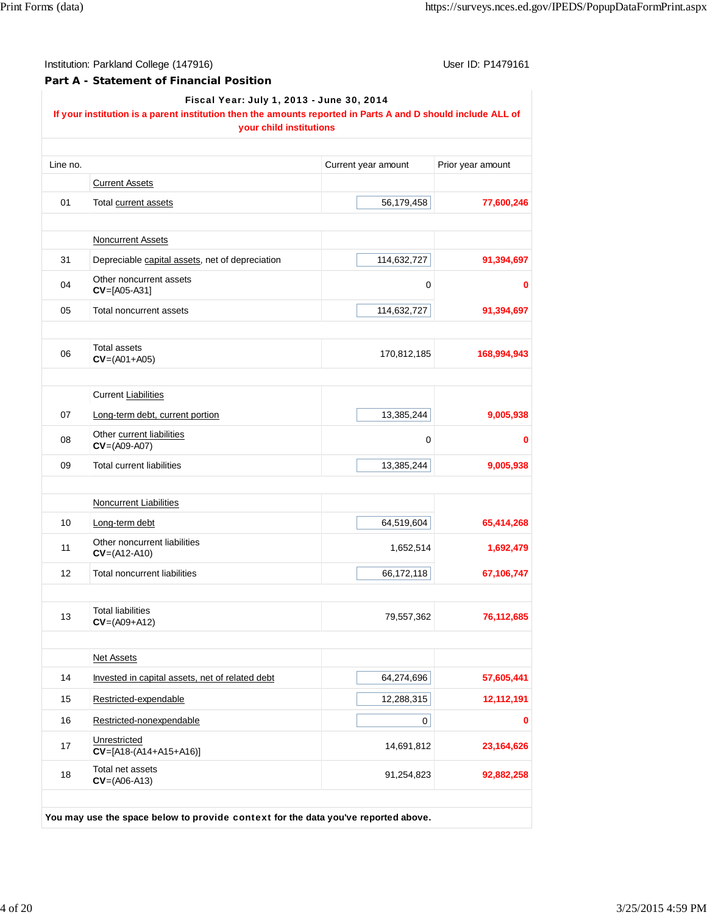Institution: Parkland College (147916) User ID: P1479161

## Part A - Statement of Financial Position

**Fiscal Year: July 1, 2013 - June 30, 2014**

**If your institution is a parent institution then the amounts reported in Parts A and D should include ALL of your child institutions**

| Line no. | | Current year amount | Prior year amount |
|---|---|---|---|
| | Current Assets | | |
| 01 | Total current assets | 56,179,458 | **77,600,246** |
| | Noncurrent Assets | | |
| 31 | Depreciable capital assets, net of depreciation | 114,632,727 | **91,394,697** |
| 04 | Other noncurrent assets **CV**=[A05-A31] | 0 | **0** |
| 05 | Total noncurrent assets | 114,632,727 | **91,394,697** |
| 06 | Total assets **CV**=(A01+A05) | 170,812,185 | **168,994,943** |
| | Current Liabilities | | |
| 07 | Long-term debt, current portion | 13,385,244 | **9,005,938** |
| 08 | Other current liabilities **CV**=(A09-A07) | 0 | **0** |
| 09 | Total current liabilities | 13,385,244 | **9,005,938** |
| | Noncurrent Liabilities | | |
| 10 | Long-term debt | 64,519,604 | **65,414,268** |
| 11 | Other noncurrent liabilities **CV**=(A12-A10) | 1,652,514 | **1,692,479** |
| 12 | Total noncurrent liabilities | 66,172,118 | **67,106,747** |
| 13 | Total liabilities **CV**=(A09+A12) | 79,557,362 | **76,112,685** |
| | Net Assets | | |
| 14 | Invested in capital assets, net of related debt | 64,274,696 | **57,605,441** |
| 15 | Restricted-expendable | 12,288,315 | **12,112,191** |
| 16 | Restricted-nonexpendable | 0 | **0** |
| 17 | Unrestricted **CV**=[A18-(A14+A15+A16)] | 14,691,812 | **23,164,626** |
| 18 | Total net assets **CV**=(A06-A13) | 91,254,823 | **92,882,258** |

**You may use the space below to provide context for the data you've reported above.**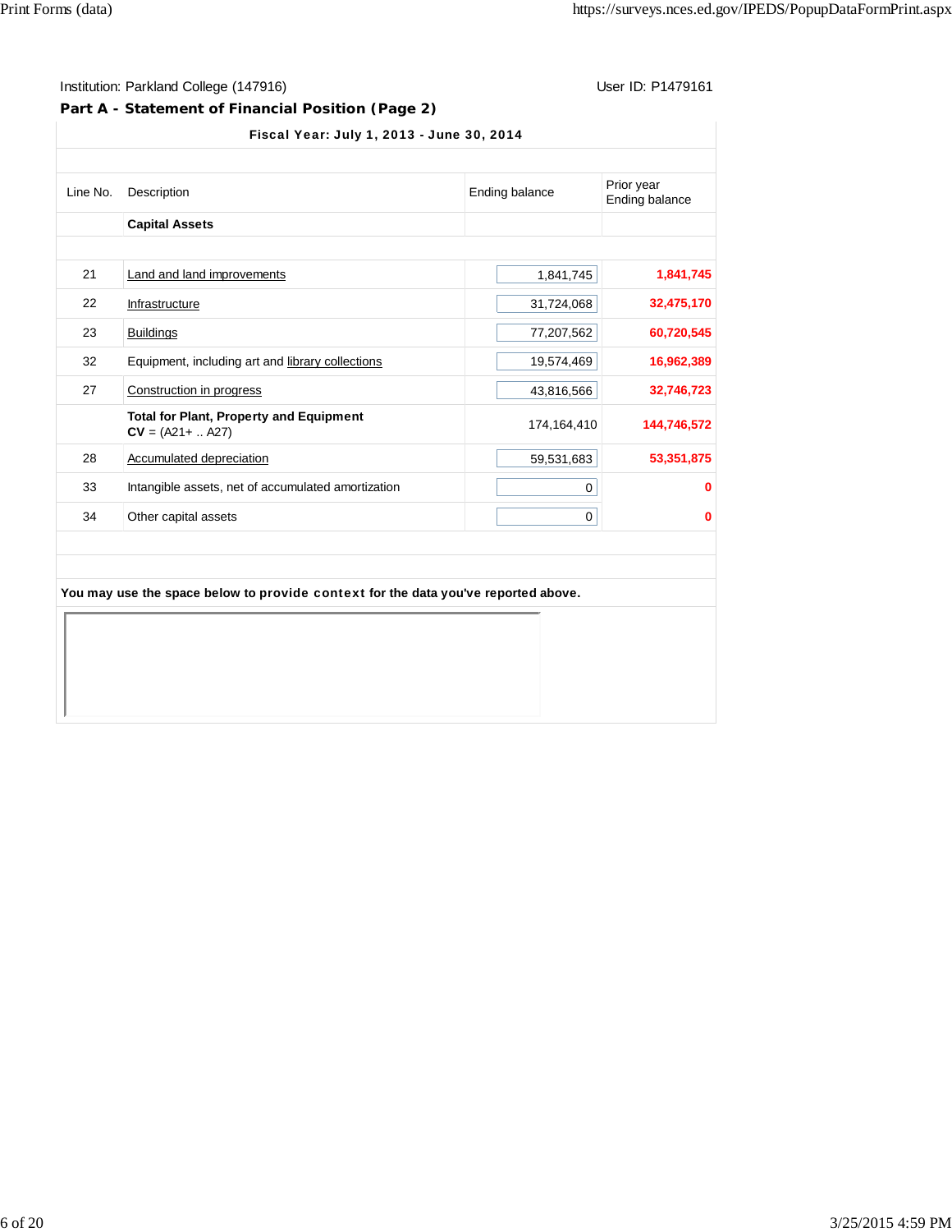Institution: Parkland College (147916) User ID: P1479161

## Part A - Statement of Financial Position (Page 2)

**Fiscal Year: July 1, 2013 - June 30, 2014**

| Line No. | Description | Ending balance | Prior year Ending balance |
|---|---|---|---|
| | **Capital Assets** | | |
| 21 | Land and land improvements | 1,841,745 | **1,841,745** |
| 22 | Infrastructure | 31,724,068 | **32,475,170** |
| 23 | Buildings | 77,207,562 | **60,720,545** |
| 32 | Equipment, including art and library collections | 19,574,469 | **16,962,389** |
| 27 | Construction in progress | 43,816,566 | **32,746,723** |
| | **Total for Plant, Property and Equipment** **CV** = (A21+ .. A27) | 174,164,410 | **144,746,572** |
| 28 | Accumulated depreciation | 59,531,683 | **53,351,875** |
| 33 | Intangible assets, net of accumulated amortization | 0 | **0** |
| 34 | Other capital assets | 0 | **0** |

**You may use the space below to provide context for the data you've reported above.**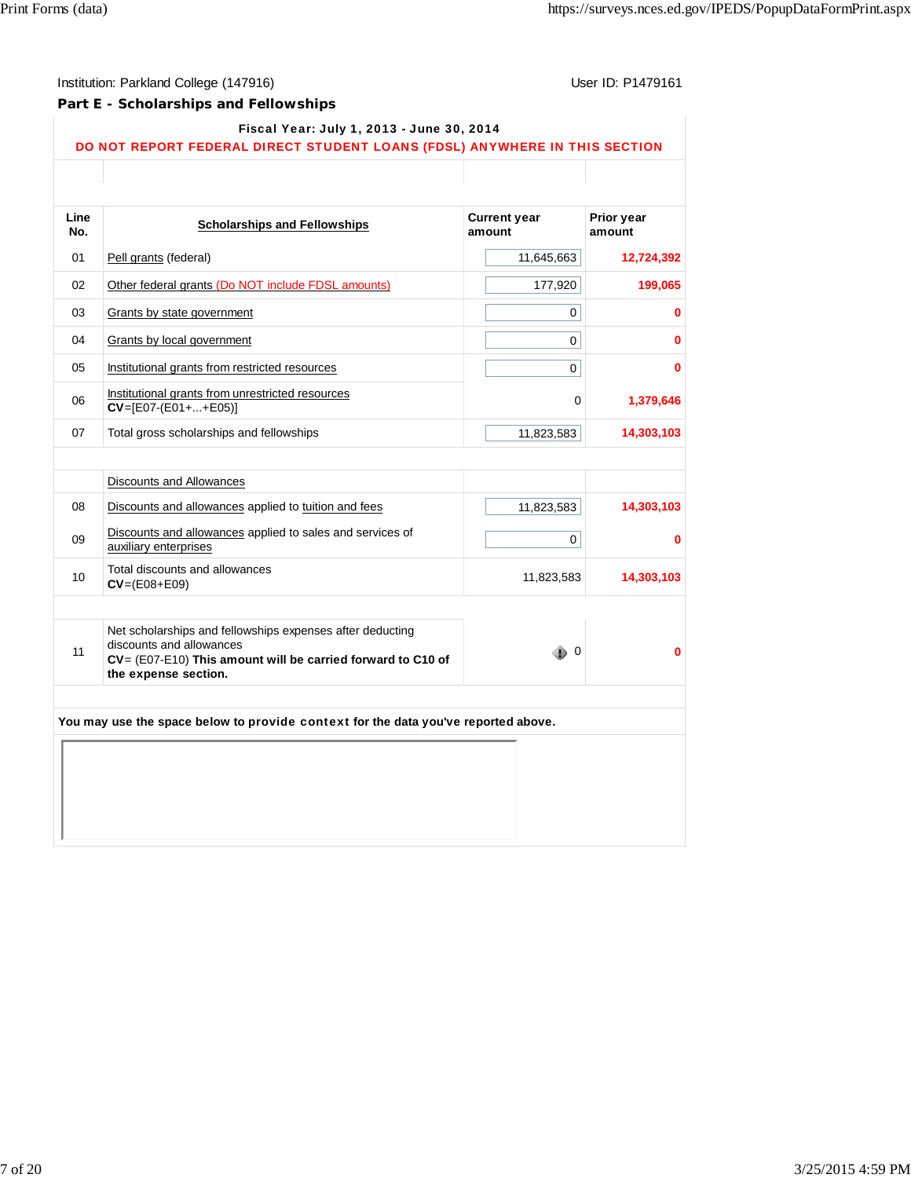Institution: Parkland College (147916)

User ID: P1479161

## Part E - Scholarships and Fellowships

**Fiscal Year: July 1, 2013 - June 30, 2014**

**DO NOT REPORT FEDERAL DIRECT STUDENT LOANS (FDSL) ANYWHERE IN THIS SECTION**

| Line No. | Scholarships and Fellowships | Current year amount | Prior year amount |
|---|---|---|---|
| 01 | Pell grants (federal) | 11,645,663 | 12,724,392 |
| 02 | Other federal grants (Do NOT include FDSL amounts) | 177,920 | 199,065 |
| 03 | Grants by state government | 0 | 0 |
| 04 | Grants by local government | 0 | 0 |
| 05 | Institutional grants from restricted resources | 0 | 0 |
| 06 | Institutional grants from unrestricted resources **CV**=[E07-(E01+...+E05)] | 0 | 1,379,646 |
| 07 | Total gross scholarships and fellowships | 11,823,583 | 14,303,103 |
| | Discounts and Allowances | | |
| 08 | Discounts and allowances applied to tuition and fees | 11,823,583 | 14,303,103 |
| 09 | Discounts and allowances applied to sales and services of auxiliary enterprises | 0 | 0 |
| 10 | Total discounts and allowances **CV**=(E08+E09) | 11,823,583 | 14,303,103 |
| 11 | Net scholarships and fellowships expenses after deducting discounts and allowances **CV**= (E07-E10) **This amount will be carried forward to C10 of the expense section.** | 0 | 0 |

**You may use the space below to provide context for the data you've reported above.**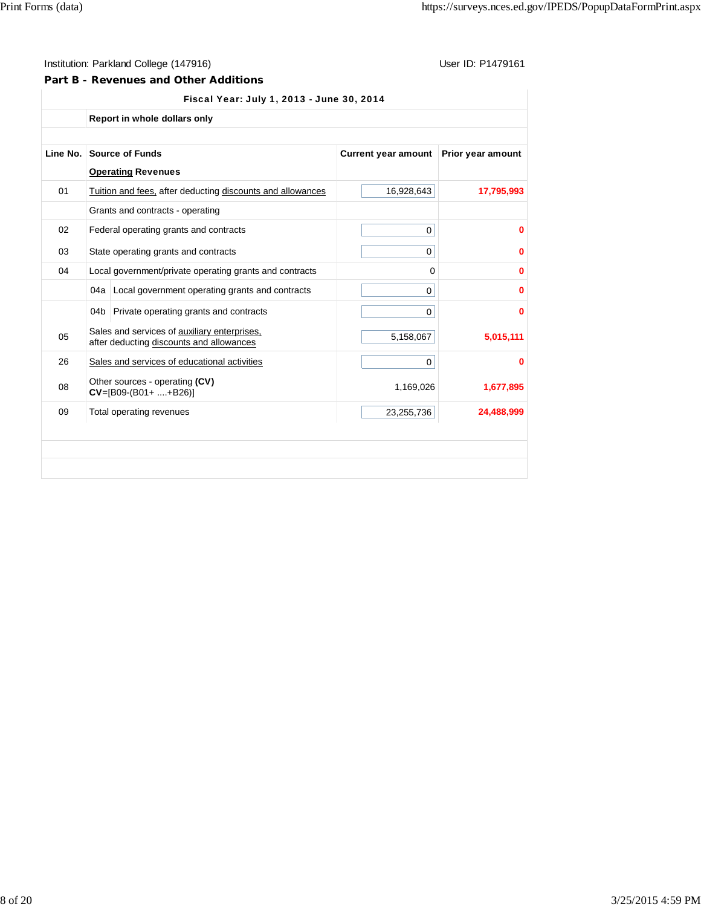Institution: Parkland College (147916)

User ID: P1479161

## Part B - Revenues and Other Additions

**Fiscal Year: July 1, 2013 - June 30, 2014**

**Report in whole dollars only**

| Line No. | Source of Funds | Current year amount | Prior year amount |
|---|---|---|---|
| | **Operating Revenues** | | |
| 01 | Tuition and fees, after deducting discounts and allowances | 16,928,643 | 17,795,993 |
| | Grants and contracts - operating | | |
| 02 | Federal operating grants and contracts | 0 | 0 |
| 03 | State operating grants and contracts | 0 | 0 |
| 04 | Local government/private operating grants and contracts | 0 | 0 |
| | 04a Local government operating grants and contracts | 0 | 0 |
| | 04b Private operating grants and contracts | 0 | 0 |
| 05 | Sales and services of auxiliary enterprises, after deducting discounts and allowances | 5,158,067 | 5,015,111 |
| 26 | Sales and services of educational activities | 0 | 0 |
| 08 | Other sources - operating **(CV)** **CV**=[B09-(B01+ ....+B26)] | 1,169,026 | 1,677,895 |
| 09 | Total operating revenues | 23,255,736 | 24,488,999 |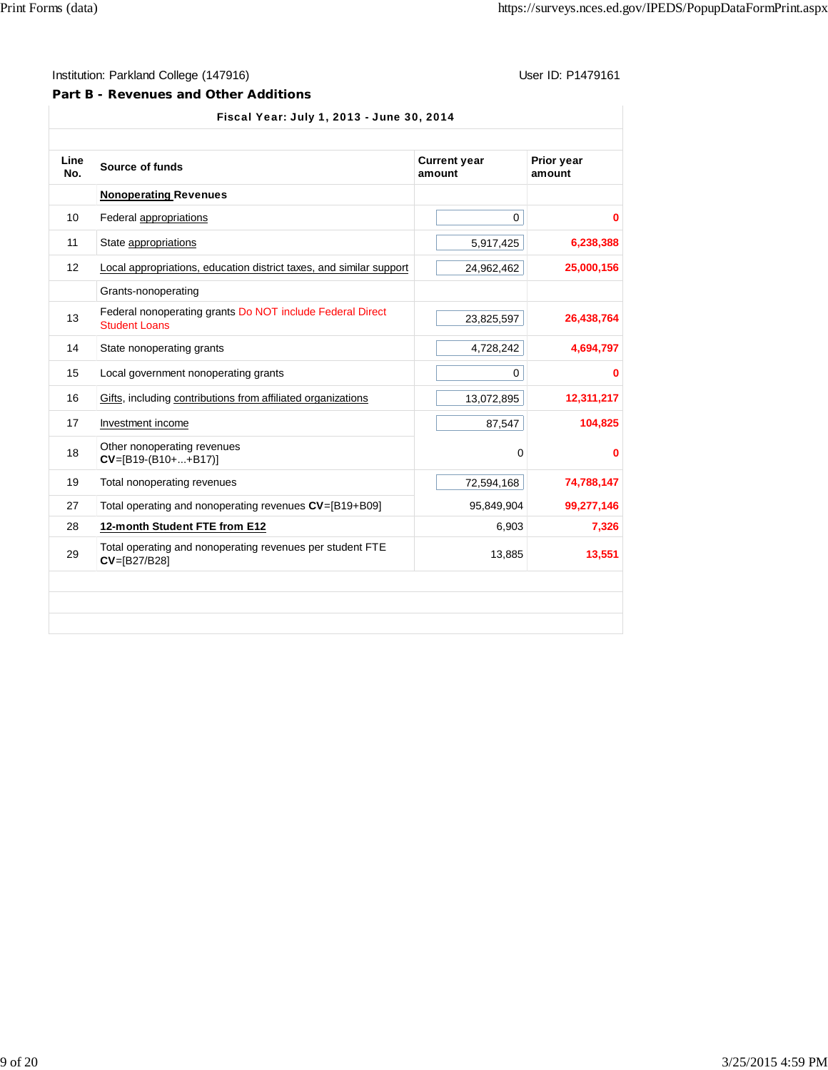Institution: Parkland College (147916)

User ID: P1479161

## Part B - Revenues and Other Additions

| Line No. | Source of funds | Current year amount | Prior year amount |
|---|---|---|---|
| | Fiscal Year: July 1, 2013 - June 30, 2014 | | |
| | **Nonoperating Revenues** | | |
| 10 | Federal appropriations | 0 | 0 |
| 11 | State appropriations | 5,917,425 | 6,238,388 |
| 12 | Local appropriations, education district taxes, and similar support | 24,962,462 | 25,000,156 |
| | Grants-nonoperating | | |
| 13 | Federal nonoperating grants Do NOT include Federal Direct Student Loans | 23,825,597 | 26,438,764 |
| 14 | State nonoperating grants | 4,728,242 | 4,694,797 |
| 15 | Local government nonoperating grants | 0 | 0 |
| 16 | Gifts, including contributions from affiliated organizations | 13,072,895 | 12,311,217 |
| 17 | Investment income | 87,547 | 104,825 |
| 18 | Other nonoperating revenues **CV**=[B19-(B10+...+B17)] | 0 | 0 |
| 19 | Total nonoperating revenues | 72,594,168 | 74,788,147 |
| 27 | Total operating and nonoperating revenues **CV**=[B19+B09] | 95,849,904 | 99,277,146 |
| 28 | **12-month Student FTE from E12** | 6,903 | 7,326 |
| 29 | Total operating and nonoperating revenues per student FTE **CV**=[B27/B28] | 13,885 | 13,551 |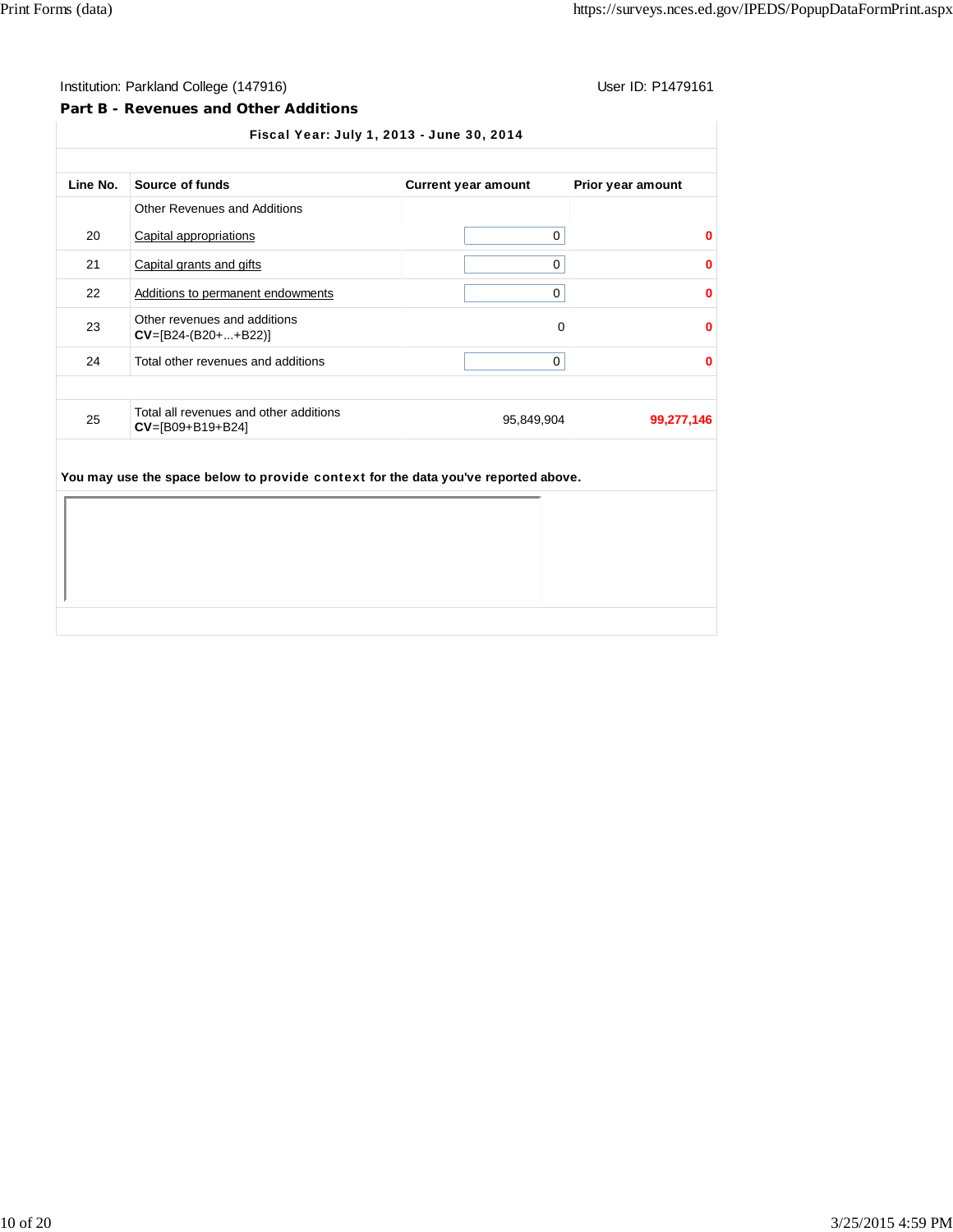Institution: Parkland College (147916)

User ID: P1479161

**Part B - Revenues and Other Additions**

**Fiscal Year: July 1, 2013 - June 30, 2014**

| Line No. | Source of funds | Current year amount | Prior year amount |
|---|---|---|---|
| | Other Revenues and Additions | | |
| 20 | Capital appropriations | 0 | 0 |
| 21 | Capital grants and gifts | 0 | 0 |
| 22 | Additions to permanent endowments | 0 | 0 |
| 23 | Other revenues and additions **CV**=[B24-(B20+...+B22)] | 0 | 0 |
| 24 | Total other revenues and additions | 0 | 0 |
| | | | |
| 25 | Total all revenues and other additions **CV**=[B09+B19+B24] | 95,849,904 | 99,277,146 |

**You may use the space below to provide context for the data you've reported above.**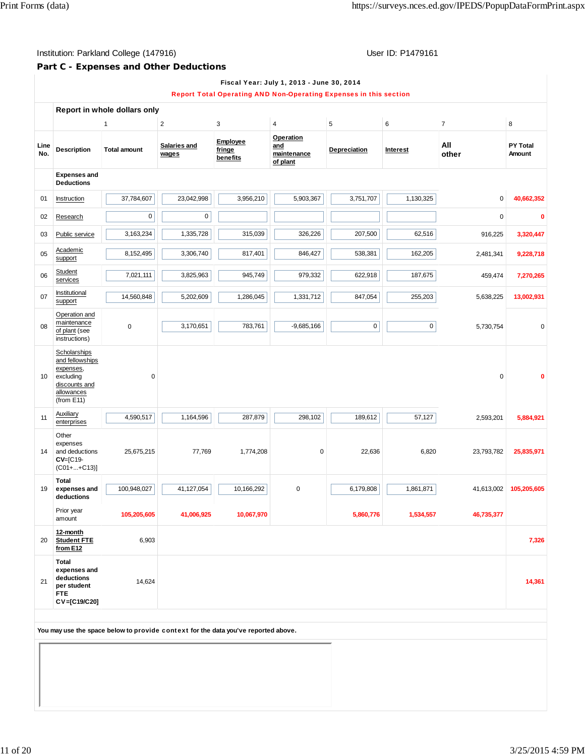Institution: Parkland College (147916) User ID: P1479161

## Part C - Expenses and Other Deductions

Fiscal Year: July 1, 2013 - June 30, 2014

Report Total Operating AND Non-Operating Expenses in this section

Report in whole dollars only

| Line No. | Description | 1 Total amount | 2 Salaries and wages | 3 Employee fringe benefits | 4 Operation and maintenance of plant | 5 Depreciation | 6 Interest | 7 All other | 8 PY Total Amount |
|---|---|---|---|---|---|---|---|---|---|
| | **Expenses and Deductions** | | | | | | | | |
| 01 | Instruction | 37,784,607 | 23,042,998 | 3,956,210 | 5,903,367 | 3,751,707 | 1,130,325 | 0 | 40,662,352 |
| 02 | Research | 0 | 0 | | | | | 0 | 0 |
| 03 | Public service | 3,163,234 | 1,335,728 | 315,039 | 326,226 | 207,500 | 62,516 | 916,225 | 3,320,447 |
| 05 | Academic support | 8,152,495 | 3,306,740 | 817,401 | 846,427 | 538,381 | 162,205 | 2,481,341 | 9,228,718 |
| 06 | Student services | 7,021,111 | 3,825,963 | 945,749 | 979,332 | 622,918 | 187,675 | 459,474 | 7,270,265 |
| 07 | Institutional support | 14,560,848 | 5,202,609 | 1,286,045 | 1,331,712 | 847,054 | 255,203 | 5,638,225 | 13,002,931 |
| 08 | Operation and maintenance of plant (see instructions) | 0 | 3,170,651 | 783,761 | -9,685,166 | 0 | 0 | 5,730,754 | 0 |
| 10 | Scholarships and fellowships expenses, excluding discounts and allowances (from E11) | 0 | | | | | | 0 | 0 |
| 11 | Auxiliary enterprises | 4,590,517 | 1,164,596 | 287,879 | 298,102 | 189,612 | 57,127 | 2,593,201 | 5,884,921 |
| 14 | Other expenses and deductions **CV**=[C19-(C01+...+C13)] | 25,675,215 | 77,769 | 1,774,208 | 0 | 22,636 | 6,820 | 23,793,782 | 25,835,971 |
| 19 | **Total expenses and deductions** | 100,948,027 | 41,127,054 | 10,166,292 | 0 | 6,179,808 | 1,861,871 | 41,613,002 | 105,205,605 |
| | Prior year amount | 105,205,605 | 41,006,925 | 10,067,970 | | 5,860,776 | 1,534,557 | 46,735,377 | |
| 20 | **12-month Student FTE from E12** | 6,903 | | | | | | | 7,326 |
| 21 | **Total expenses and deductions per student FTE CV=[C19/C20]** | 14,624 | | | | | | | 14,361 |

You may use the space below to provide context for the data you've reported above.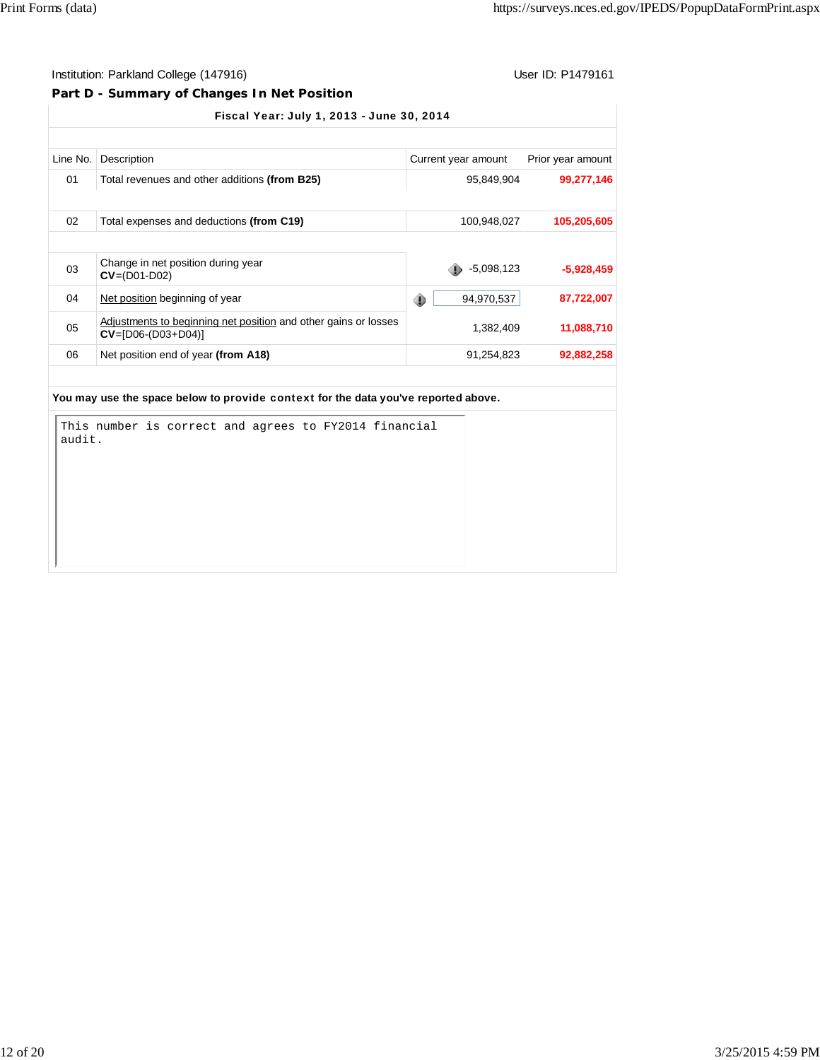Institution: Parkland College (147916)

User ID: P1479161

## Part D - Summary of Changes In Net Position

**Fiscal Year: July 1, 2013 - June 30, 2014**

| Line No. | Description | Current year amount | Prior year amount |
|---|---|---|---|
| 01 | Total revenues and other additions **(from B25)** | 95,849,904 | **99,277,146** |
| 02 | Total expenses and deductions **(from C19)** | 100,948,027 | **105,205,605** |
| 03 | Change in net position during year **CV**=(D01-D02) | -5,098,123 | **-5,928,459** |
| 04 | Net position beginning of year | 94,970,537 | **87,722,007** |
| 05 | Adjustments to beginning net position and other gains or losses **CV**=[D06-(D03+D04)] | 1,382,409 | **11,088,710** |
| 06 | Net position end of year **(from A18)** | 91,254,823 | **92,882,258** |

**You may use the space below to provide context for the data you've reported above.**

```
This number is correct and agrees to FY2014 financial
audit.
```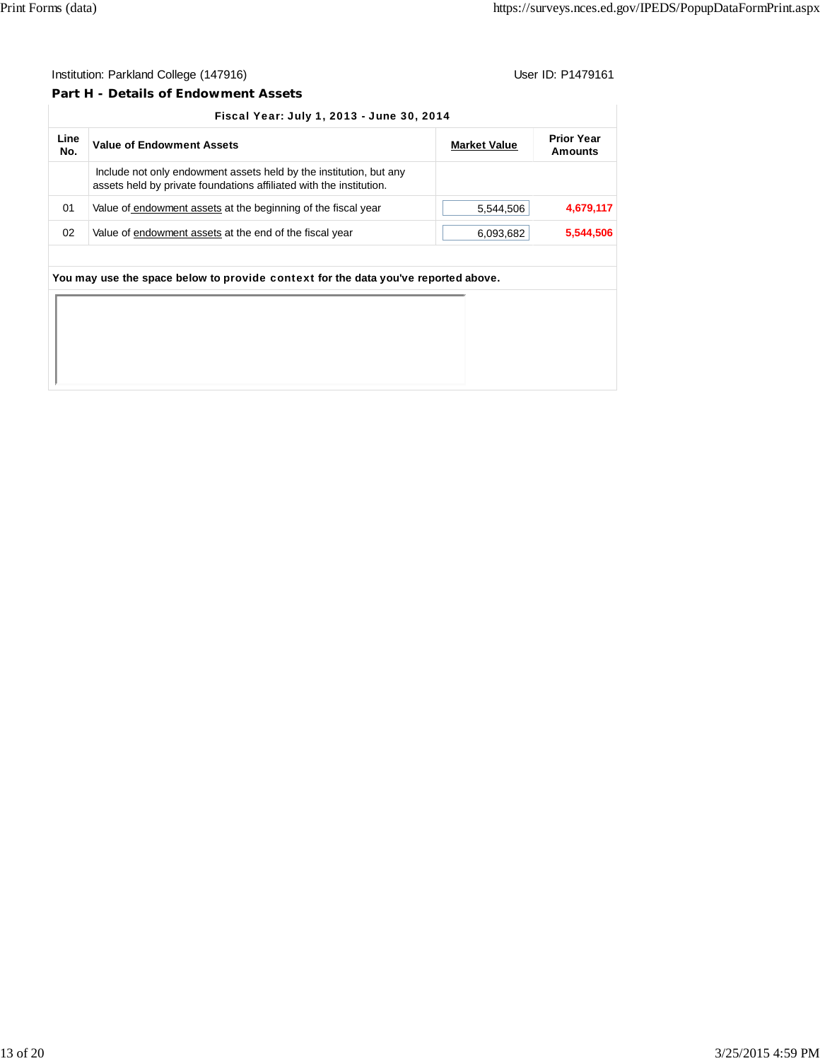Institution: Parkland College (147916) User ID: P1479161

## Part H - Details of Endowment Assets

| Fiscal Year: July 1, 2013 - June 30, 2014 | | | |
|---|---|---|---|
| **Line No.** | **Value of Endowment Assets** | **Market Value** | **Prior Year Amounts** |
| | Include not only endowment assets held by the institution, but any assets held by private foundations affiliated with the institution. | | |
| 01 | Value of endowment assets at the beginning of the fiscal year | 5,544,506 | 4,679,117 |
| 02 | Value of endowment assets at the end of the fiscal year | 6,093,682 | 5,544,506 |

**You may use the space below to provide context for the data you've reported above.**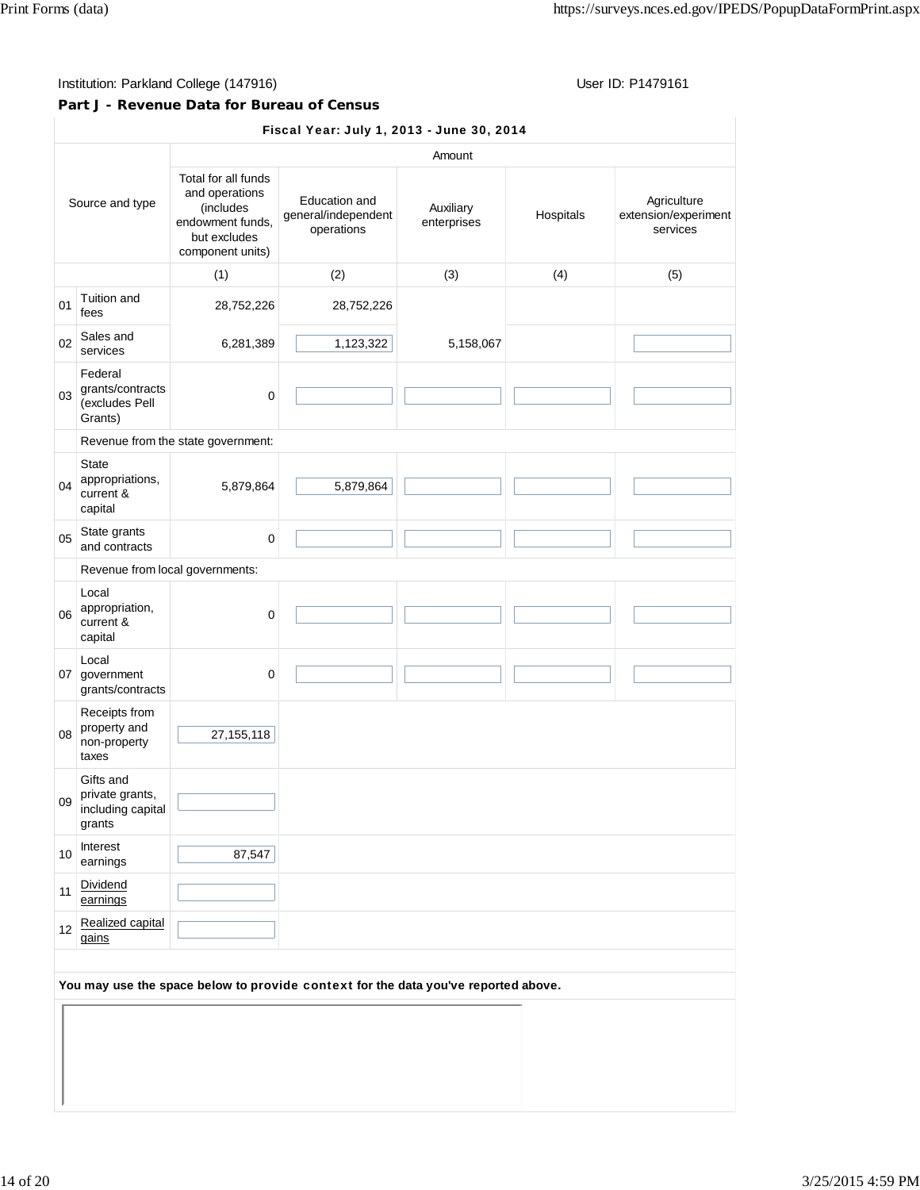Institution: Parkland College (147916) User ID: P1479161

## Part J - Revenue Data for Bureau of Census

**Fiscal Year: July 1, 2013 - June 30, 2014**

| | Source and type | Amount | | | | |
|---|---|---|---|---|---|---|
| | | Total for all funds and operations (includes endowment funds, but excludes component units) | Education and general/independent operations | Auxiliary enterprises | Hospitals | Agriculture extension/experiment services |
| | | (1) | (2) | (3) | (4) | (5) |
| 01 | Tuition and fees | 28,752,226 | 28,752,226 | | | |
| 02 | Sales and services | 6,281,389 | 1,123,322 | 5,158,067 | | |
| 03 | Federal grants/contracts (excludes Pell Grants) | 0 | | | | |
| | Revenue from the state government: | | | | | |
| 04 | State appropriations, current & capital | 5,879,864 | 5,879,864 | | | |
| 05 | State grants and contracts | 0 | | | | |
| | Revenue from local governments: | | | | | |
| 06 | Local appropriation, current & capital | 0 | | | | |
| 07 | Local government grants/contracts | 0 | | | | |
| 08 | Receipts from property and non-property taxes | 27,155,118 | | | | |
| 09 | Gifts and private grants, including capital grants | | | | | |
| 10 | Interest earnings | 87,547 | | | | |
| 11 | Dividend earnings | | | | | |
| 12 | Realized capital gains | | | | | |

**You may use the space below to provide context for the data you've reported above.**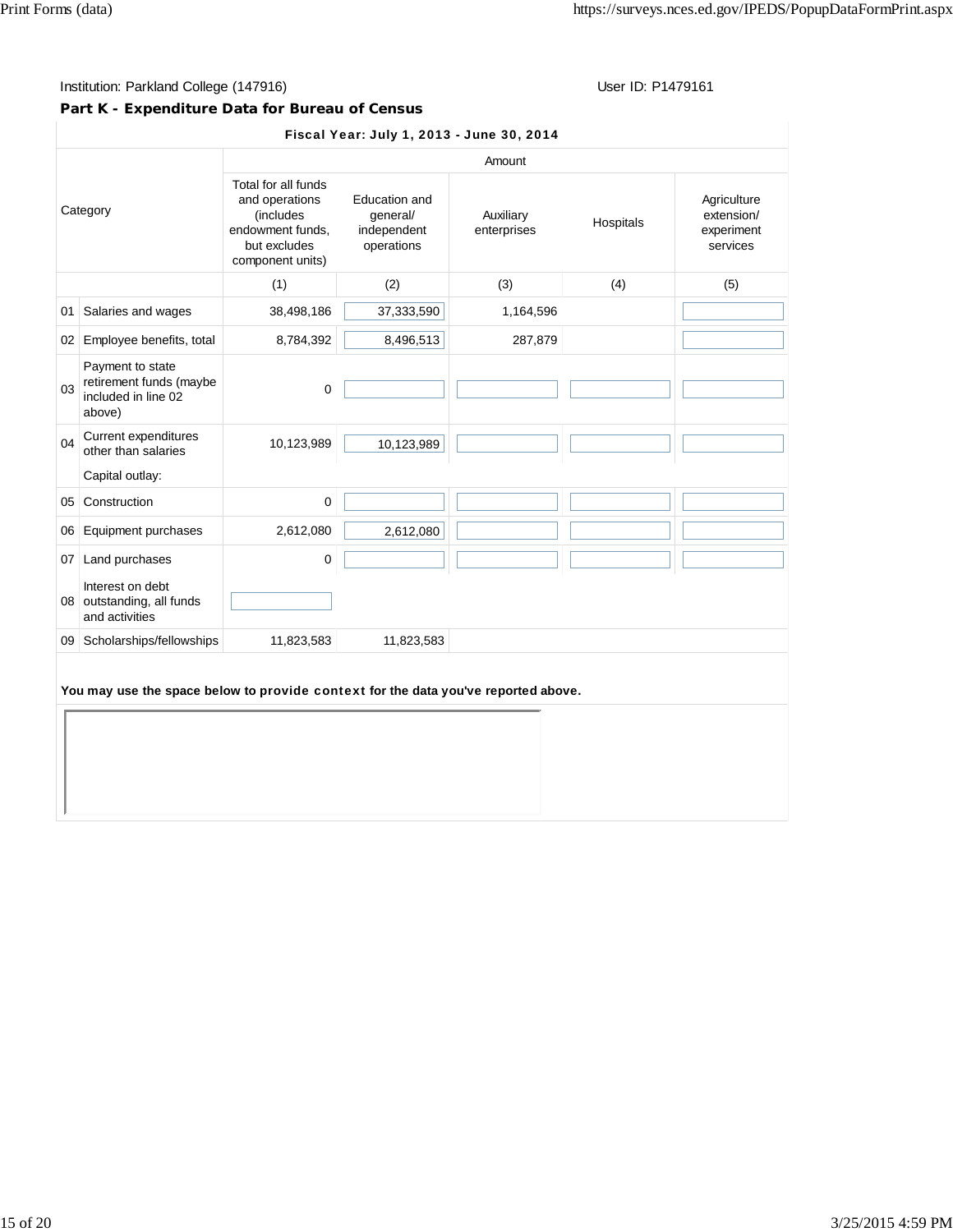Institution: Parkland College (147916) User ID: P1479161

## Part K - Expenditure Data for Bureau of Census

**Fiscal Year: July 1, 2013 - June 30, 2014**

| | Category | Amount | | | | |
|---|---|---|---|---|---|---|
| | | Total for all funds and operations (includes endowment funds, but excludes component units) | Education and general/ independent operations | Auxiliary enterprises | Hospitals | Agriculture extension/ experiment services |
| | | (1) | (2) | (3) | (4) | (5) |
| 01 | Salaries and wages | 38,498,186 | 37,333,590 | 1,164,596 | | |
| 02 | Employee benefits, total | 8,784,392 | 8,496,513 | 287,879 | | |
| 03 | Payment to state retirement funds (maybe included in line 02 above) | 0 | | | | |
| 04 | Current expenditures other than salaries | 10,123,989 | 10,123,989 | | | |
| | Capital outlay: | | | | | |
| 05 | Construction | 0 | | | | |
| 06 | Equipment purchases | 2,612,080 | 2,612,080 | | | |
| 07 | Land purchases | 0 | | | | |
| 08 | Interest on debt outstanding, all funds and activities | | | | | |
| 09 | Scholarships/fellowships | 11,823,583 | 11,823,583 | | | |

**You may use the space below to provide context for the data you've reported above.**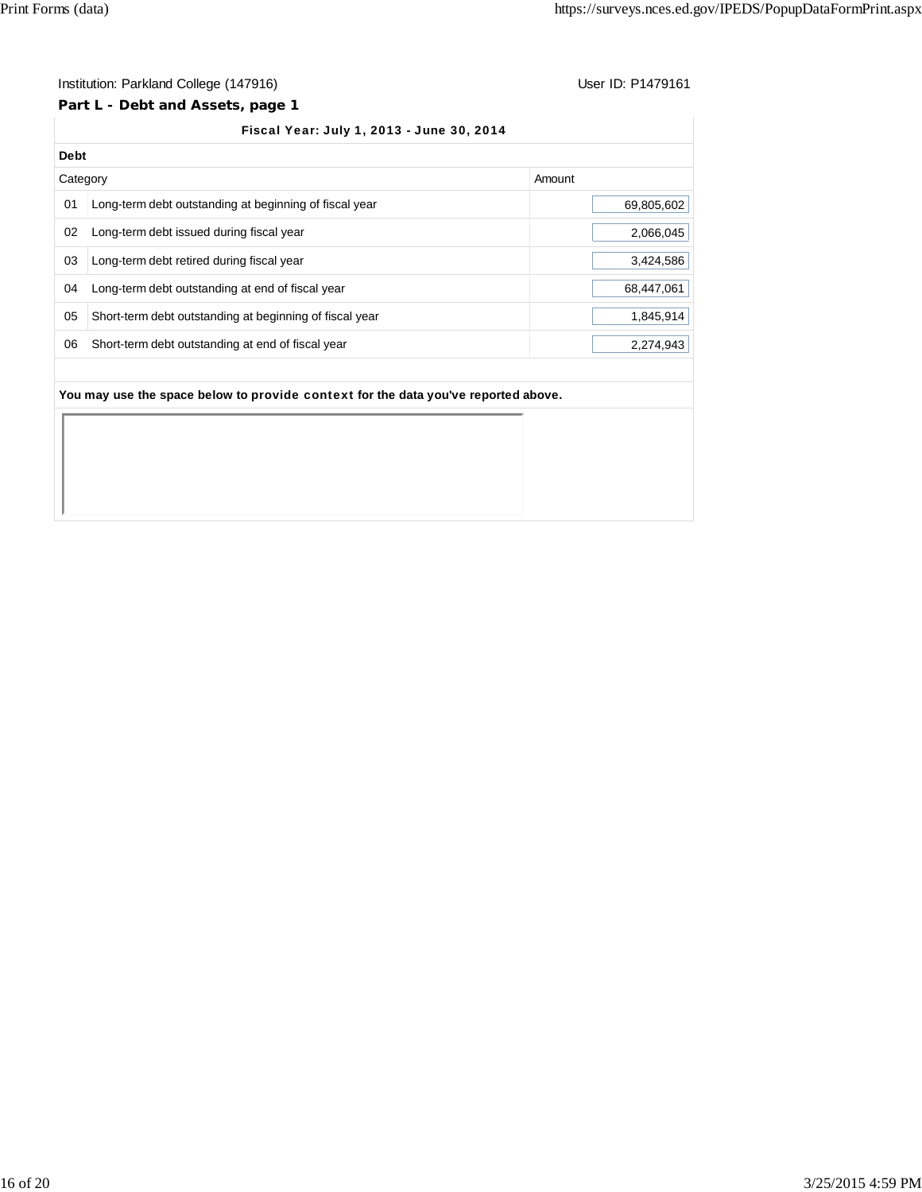Institution: Parkland College (147916) User ID: P1479161

**Part L - Debt and Assets, page 1**

**Fiscal Year: July 1, 2013 - June 30, 2014**

**Debt**

| | Category | Amount |
|---|---|---|
| 01 | Long-term debt outstanding at beginning of fiscal year | 69,805,602 |
| 02 | Long-term debt issued during fiscal year | 2,066,045 |
| 03 | Long-term debt retired during fiscal year | 3,424,586 |
| 04 | Long-term debt outstanding at end of fiscal year | 68,447,061 |
| 05 | Short-term debt outstanding at beginning of fiscal year | 1,845,914 |
| 06 | Short-term debt outstanding at end of fiscal year | 2,274,943 |

**You may use the space below to provide context for the data you've reported above.**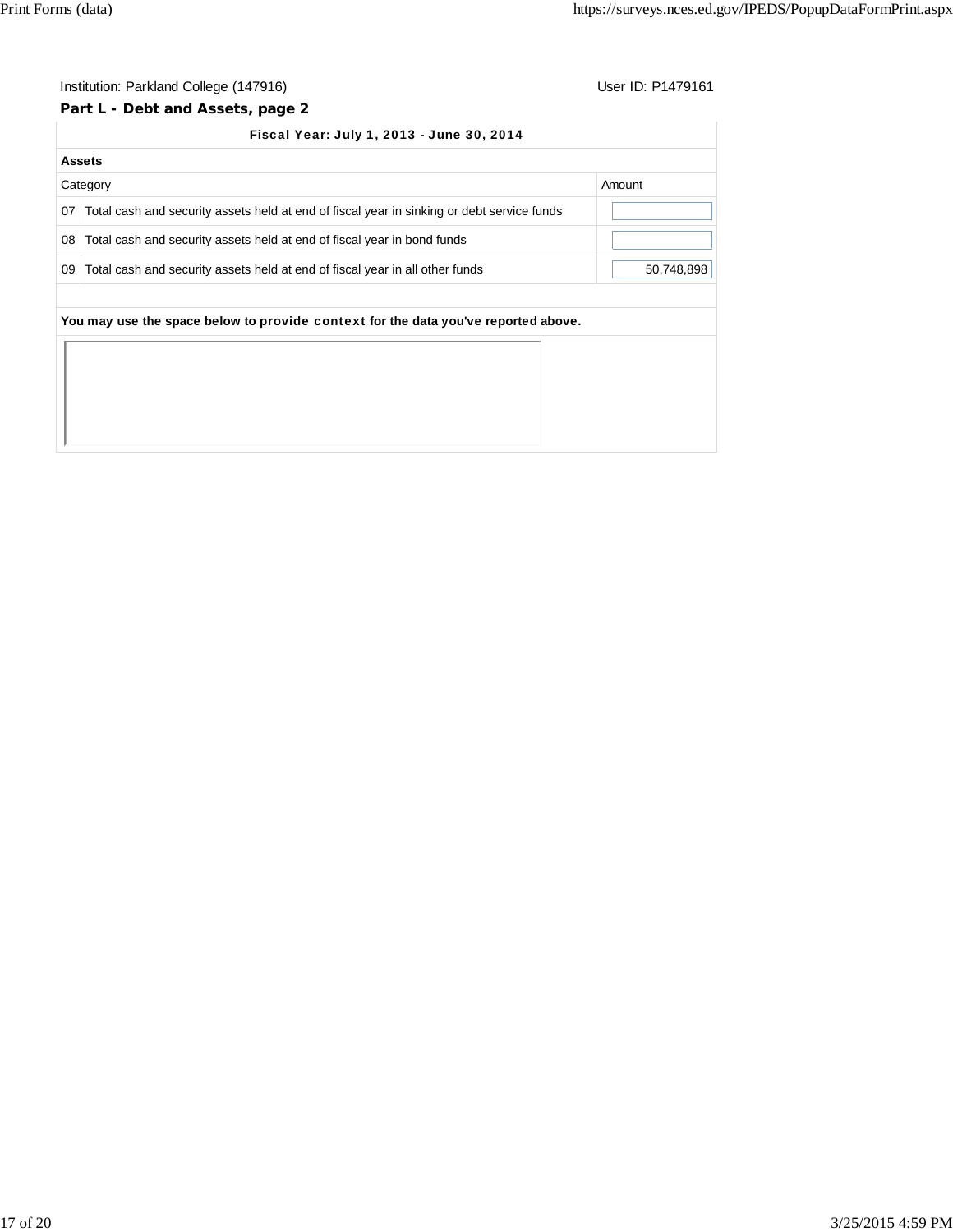Institution: Parkland College (147916) User ID: P1479161

## Part L - Debt and Assets, page 2

**Fiscal Year: July 1, 2013 - June 30, 2014**

**Assets**

| | Category | Amount |
|---|---|---|
| 07 | Total cash and security assets held at end of fiscal year in sinking or debt service funds | |
| 08 | Total cash and security assets held at end of fiscal year in bond funds | |
| 09 | Total cash and security assets held at end of fiscal year in all other funds | 50,748,898 |

**You may use the space below to provide context for the data you've reported above.**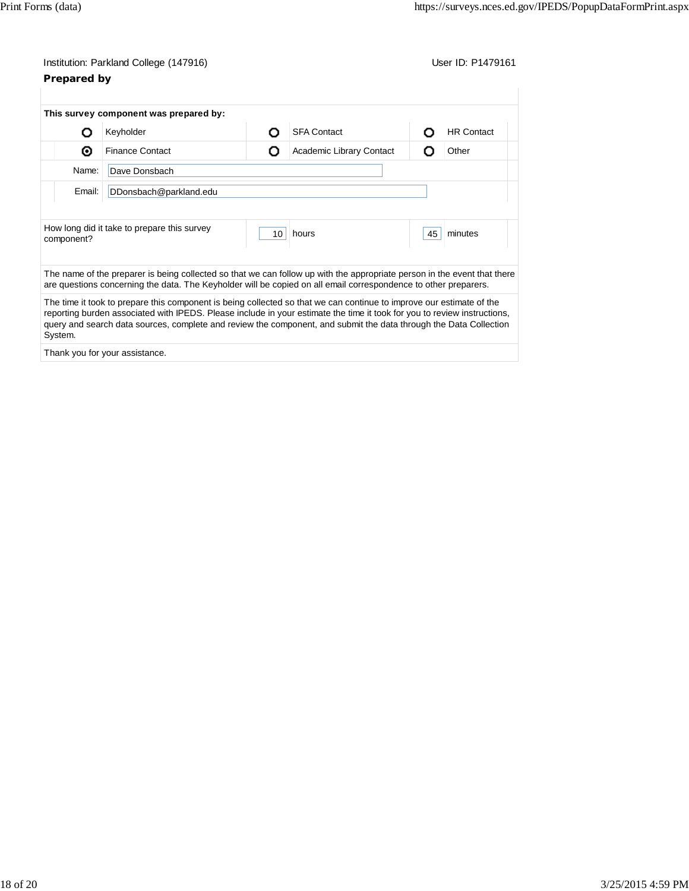Institution: Parkland College (147916) User ID: P1479161

### Prepared by

**This survey component was prepared by:**

| | | | | | |
|---|---|---|---|---|---|
| ○ | Keyholder | ○ | SFA Contact | ○ | HR Contact |
| ◉ | Finance Contact | ○ | Academic Library Contact | ○ | Other |

Name: Dave Donsbach

Email: DDonsbach@parkland.edu

| How long did it take to prepare this survey component? | 10 | hours | 45 | minutes |
|---|---|---|---|---|

The name of the preparer is being collected so that we can follow up with the appropriate person in the event that there are questions concerning the data. The Keyholder will be copied on all email correspondence to other preparers.

The time it took to prepare this component is being collected so that we can continue to improve our estimate of the reporting burden associated with IPEDS. Please include in your estimate the time it took for you to review instructions, query and search data sources, complete and review the component, and submit the data through the Data Collection System.

Thank you for your assistance.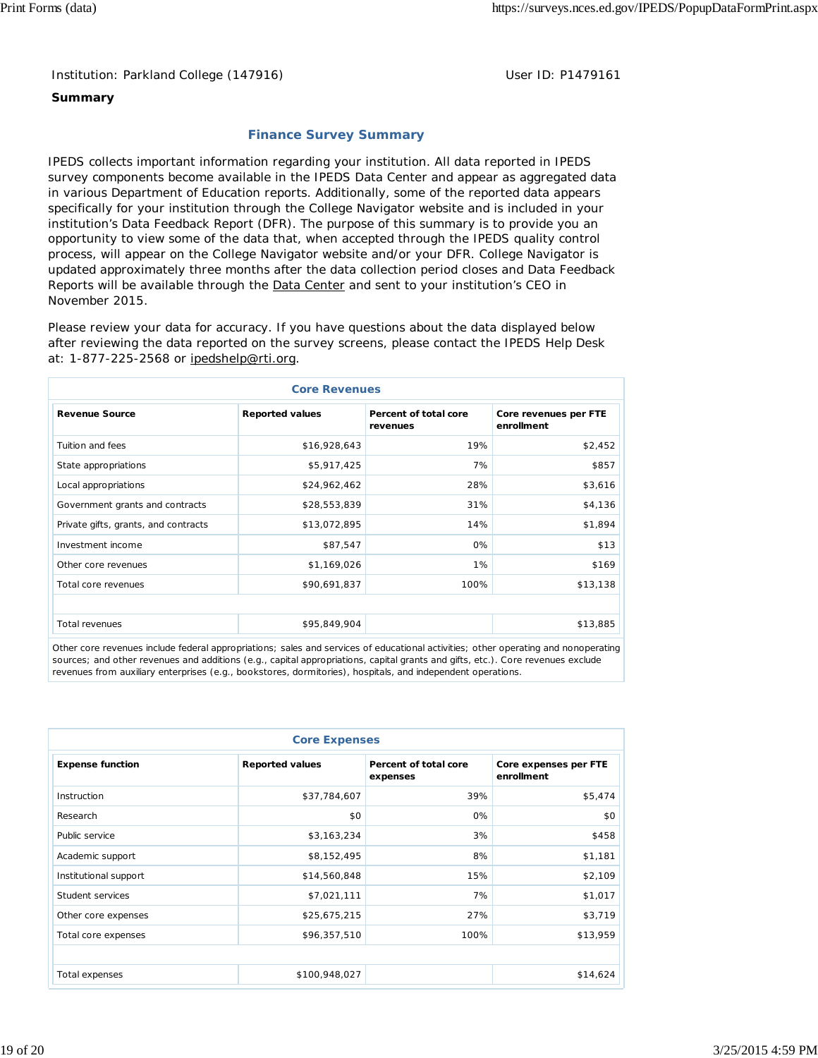Institution: Parkland College (147916) User ID: P1479161

**Summary**

## Finance Survey Summary

IPEDS collects important information regarding your institution. All data reported in IPEDS survey components become available in the IPEDS Data Center and appear as aggregated data in various Department of Education reports. Additionally, some of the reported data appears specifically for your institution through the College Navigator website and is included in your institution's Data Feedback Report (DFR). The purpose of this summary is to provide you an opportunity to view some of the data that, when accepted through the IPEDS quality control process, will appear on the College Navigator website and/or your DFR. College Navigator is updated approximately three months after the data collection period closes and Data Feedback Reports will be available through the Data Center and sent to your institution's CEO in November 2015.

Please review your data for accuracy. If you have questions about the data displayed below after reviewing the data reported on the survey screens, please contact the IPEDS Help Desk at: 1-877-225-2568 or ipedshelp@rti.org.

### Core Revenues

| Revenue Source | Reported values | Percent of total core revenues | Core revenues per FTE enrollment |
|---|---|---|---|
| Tuition and fees | $16,928,643 | 19% | $2,452 |
| State appropriations | $5,917,425 | 7% | $857 |
| Local appropriations | $24,962,462 | 28% | $3,616 |
| Government grants and contracts | $28,553,839 | 31% | $4,136 |
| Private gifts, grants, and contracts | $13,072,895 | 14% | $1,894 |
| Investment income | $87,547 | 0% | $13 |
| Other core revenues | $1,169,026 | 1% | $169 |
| Total core revenues | $90,691,837 | 100% | $13,138 |
| | | | |
| Total revenues | $95,849,904 | | $13,885 |

Other core revenues include federal appropriations; sales and services of educational activities; other operating and nonoperating sources; and other revenues and additions (e.g., capital appropriations, capital grants and gifts, etc.). Core revenues exclude revenues from auxiliary enterprises (e.g., bookstores, dormitories), hospitals, and independent operations.

### Core Expenses

| Expense function | Reported values | Percent of total core expenses | Core expenses per FTE enrollment |
|---|---|---|---|
| Instruction | $37,784,607 | 39% | $5,474 |
| Research | $0 | 0% | $0 |
| Public service | $3,163,234 | 3% | $458 |
| Academic support | $8,152,495 | 8% | $1,181 |
| Institutional support | $14,560,848 | 15% | $2,109 |
| Student services | $7,021,111 | 7% | $1,017 |
| Other core expenses | $25,675,215 | 27% | $3,719 |
| Total core expenses | $96,357,510 | 100% | $13,959 |
| | | | |
| Total expenses | $100,948,027 | | $14,624 |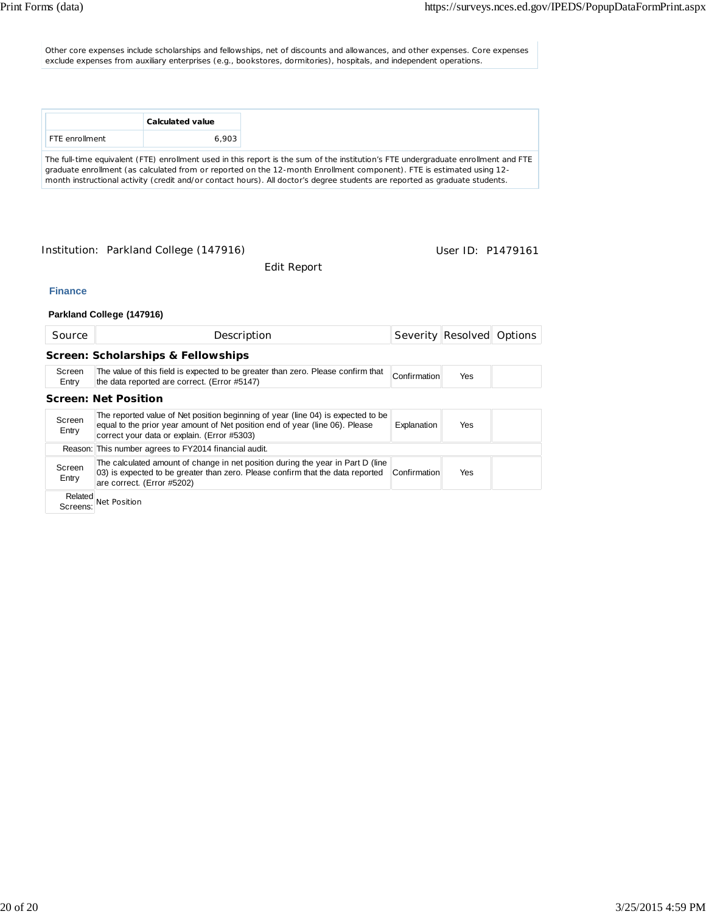Other core expenses include scholarships and fellowships, net of discounts and allowances, and other expenses. Core expenses exclude expenses from auxiliary enterprises (e.g., bookstores, dormitories), hospitals, and independent operations.

| | Calculated value |
|---|---|
| FTE enrollment | 6,903 |

The full-time equivalent (FTE) enrollment used in this report is the sum of the institution's FTE undergraduate enrollment and FTE graduate enrollment (as calculated from or reported on the 12-month Enrollment component). FTE is estimated using 12-month instructional activity (credit and/or contact hours). All doctor's degree students are reported as graduate students.

Institution: Parkland College (147916)

User ID: P1479161

Edit Report

**Finance**

**Parkland College (147916)**

| Source | Description | Severity | Resolved | Options |
|---|---|---|---|---|
| **Screen: Scholarships & Fellowships** | | | | |
| Screen Entry | The value of this field is expected to be greater than zero. Please confirm that the data reported are correct. (Error #5147) | Confirmation | Yes | |
| **Screen: Net Position** | | | | |
| Screen Entry | The reported value of Net position beginning of year (line 04) is expected to be equal to the prior year amount of Net position end of year (line 06). Please correct your data or explain. (Error #5303) | Explanation | Yes | |
| Reason: | This number agrees to FY2014 financial audit. | | | |
| Screen Entry | The calculated amount of change in net position during the year in Part D (line 03) is expected to be greater than zero. Please confirm that the data reported are correct. (Error #5202) | Confirmation | Yes | |
| Related Screens: | Net Position | | | |